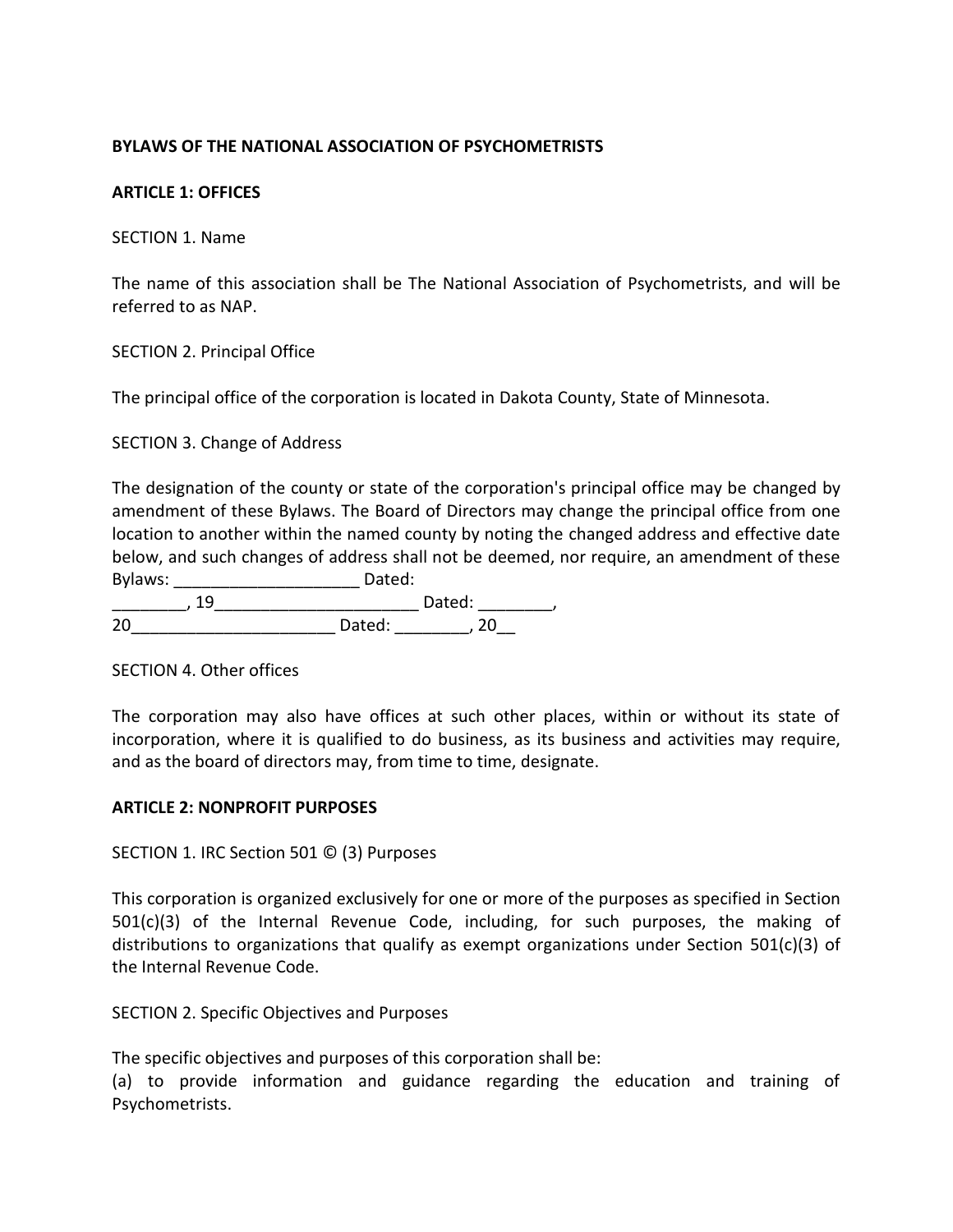**BYLAWS OF THE NATIONAL ASSOCIATION OF PSYCHOMETRISTS**

**ARTICLE 1: OFFICES**

SECTION 1. Name

The name of this association shall be The National Association of Psychometrists, and will be referred to as NAP.

SECTION 2. Principal Office

The principal office of the corporation is located in Dakota County, State of Minnesota.

SECTION 3. Change of Address

The designation of the county or state of the corporation's principal office may be changed by amendment of these Bylaws. The Board of Directors may change the principal office from one location to another within the named county by noting the changed address and effective date below, and such changes of address shall not be deemed, nor require, an amendment of these Bylaws: ____________________ Dated: ________, 19______________________ Dated: ________, 20______________________ Dated: ________, 20__

SECTION 4. Other offices

The corporation may also have offices at such other places, within or without its state of incorporation, where it is qualified to do business, as its business and activities may require, and as the board of directors may, from time to time, designate.

**ARTICLE 2: NONPROFIT PURPOSES**

SECTION 1. IRC Section 501 © (3) Purposes

This corporation is organized exclusively for one or more of the purposes as specified in Section 501(c)(3) of the Internal Revenue Code, including, for such purposes, the making of distributions to organizations that qualify as exempt organizations under Section 501(c)(3) of the Internal Revenue Code.

SECTION 2. Specific Objectives and Purposes

The specific objectives and purposes of this corporation shall be:
(a) to provide information and guidance regarding the education and training of Psychometrists.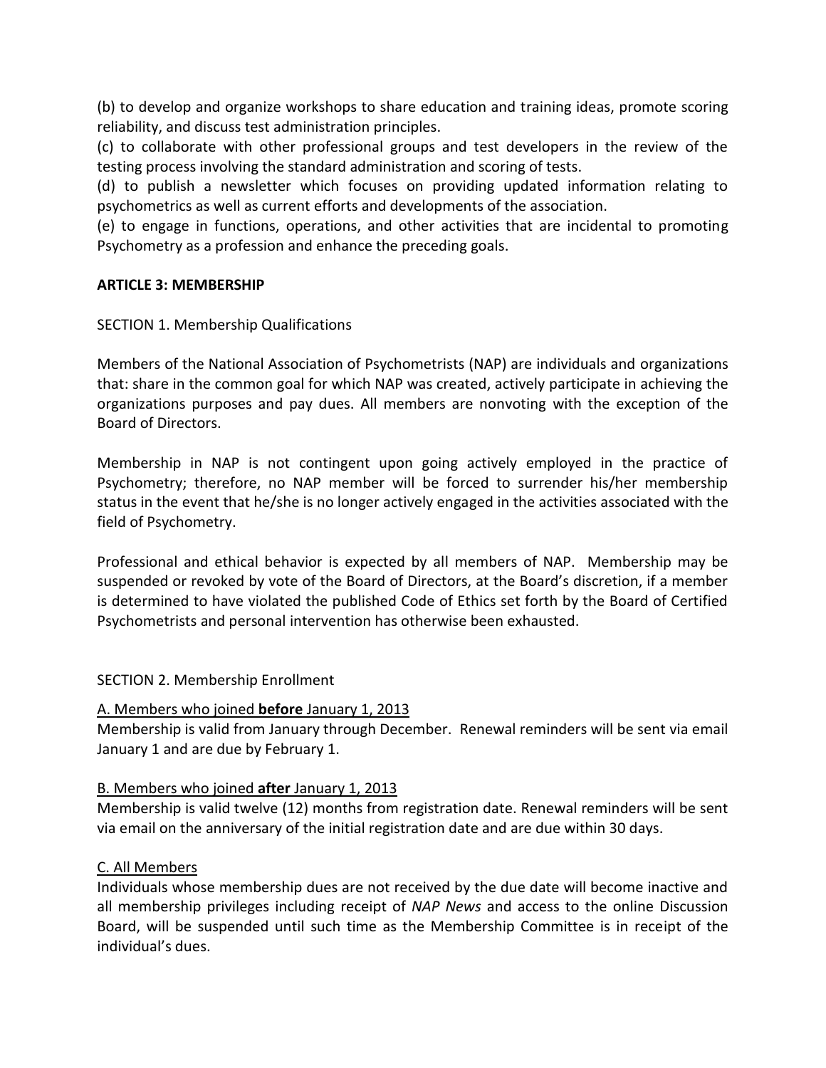(b) to develop and organize workshops to share education and training ideas, promote scoring reliability, and discuss test administration principles.
(c) to collaborate with other professional groups and test developers in the review of the testing process involving the standard administration and scoring of tests.
(d) to publish a newsletter which focuses on providing updated information relating to psychometrics as well as current efforts and developments of the association.
(e) to engage in functions, operations, and other activities that are incidental to promoting Psychometry as a profession and enhance the preceding goals.

**ARTICLE 3: MEMBERSHIP**

SECTION 1. Membership Qualifications

Members of the National Association of Psychometrists (NAP) are individuals and organizations that: share in the common goal for which NAP was created, actively participate in achieving the organizations purposes and pay dues. All members are nonvoting with the exception of the Board of Directors.

Membership in NAP is not contingent upon going actively employed in the practice of Psychometry; therefore, no NAP member will be forced to surrender his/her membership status in the event that he/she is no longer actively engaged in the activities associated with the field of Psychometry.

Professional and ethical behavior is expected by all members of NAP. Membership may be suspended or revoked by vote of the Board of Directors, at the Board's discretion, if a member is determined to have violated the published Code of Ethics set forth by the Board of Certified Psychometrists and personal intervention has otherwise been exhausted.

SECTION 2. Membership Enrollment

<u>A. Members who joined **before** January 1, 2013</u>
Membership is valid from January through December. Renewal reminders will be sent via email January 1 and are due by February 1.

<u>B. Members who joined **after** January 1, 2013</u>
Membership is valid twelve (12) months from registration date. Renewal reminders will be sent via email on the anniversary of the initial registration date and are due within 30 days.

<u>C. All Members</u>
Individuals whose membership dues are not received by the due date will become inactive and all membership privileges including receipt of *NAP News* and access to the online Discussion Board, will be suspended until such time as the Membership Committee is in receipt of the individual's dues.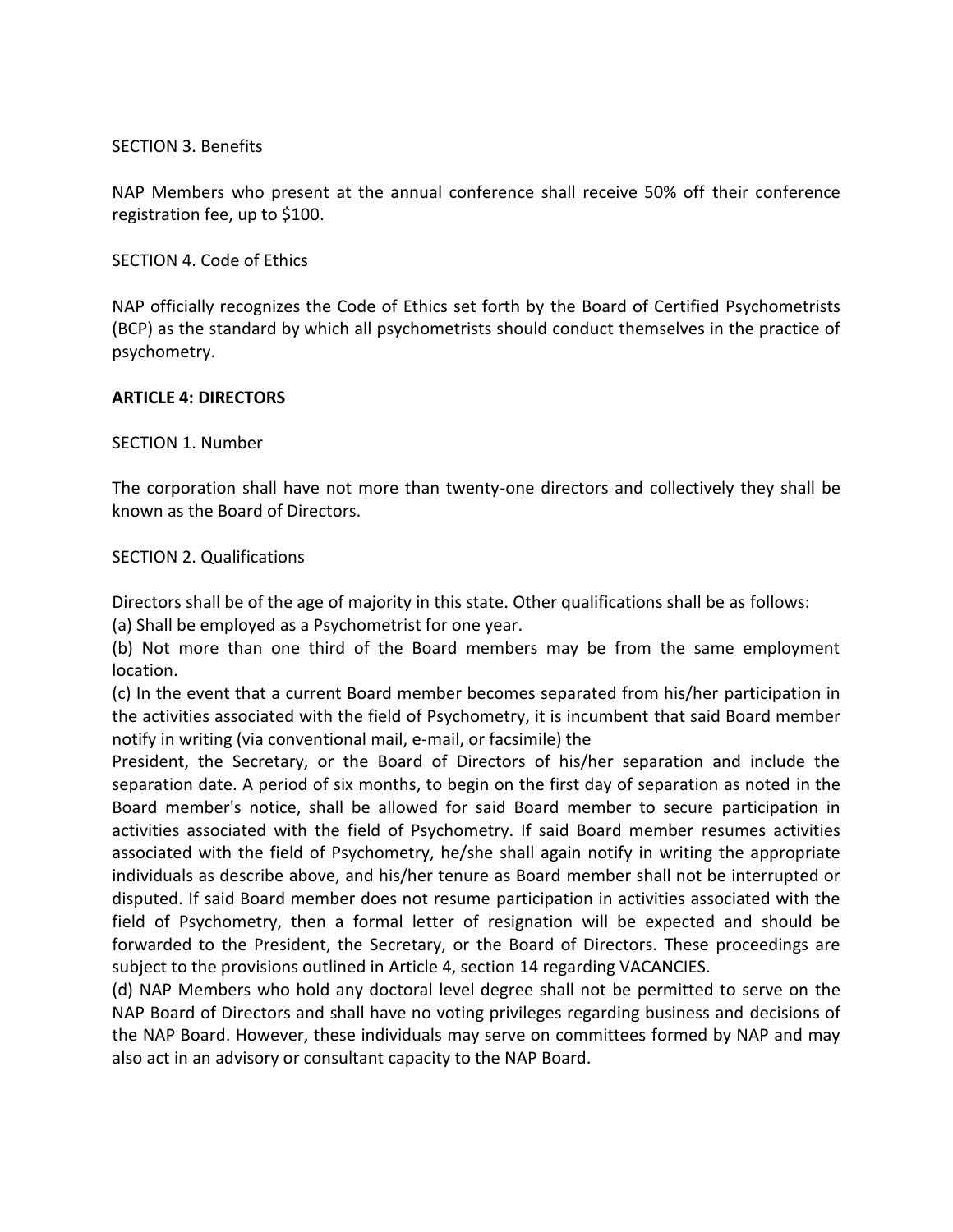SECTION 3. Benefits

NAP Members who present at the annual conference shall receive 50% off their conference registration fee, up to $100.

SECTION 4. Code of Ethics

NAP officially recognizes the Code of Ethics set forth by the Board of Certified Psychometrists (BCP) as the standard by which all psychometrists should conduct themselves in the practice of psychometry.

## ARTICLE 4: DIRECTORS

SECTION 1. Number

The corporation shall have not more than twenty-one directors and collectively they shall be known as the Board of Directors.

SECTION 2. Qualifications

Directors shall be of the age of majority in this state. Other qualifications shall be as follows:

(a) Shall be employed as a Psychometrist for one year.

(b) Not more than one third of the Board members may be from the same employment location.

(c) In the event that a current Board member becomes separated from his/her participation in the activities associated with the field of Psychometry, it is incumbent that said Board member notify in writing (via conventional mail, e-mail, or facsimile) the President, the Secretary, or the Board of Directors of his/her separation and include the separation date. A period of six months, to begin on the first day of separation as noted in the Board member's notice, shall be allowed for said Board member to secure participation in activities associated with the field of Psychometry. If said Board member resumes activities associated with the field of Psychometry, he/she shall again notify in writing the appropriate individuals as describe above, and his/her tenure as Board member shall not be interrupted or disputed. If said Board member does not resume participation in activities associated with the field of Psychometry, then a formal letter of resignation will be expected and should be forwarded to the President, the Secretary, or the Board of Directors. These proceedings are subject to the provisions outlined in Article 4, section 14 regarding VACANCIES.

(d) NAP Members who hold any doctoral level degree shall not be permitted to serve on the NAP Board of Directors and shall have no voting privileges regarding business and decisions of the NAP Board. However, these individuals may serve on committees formed by NAP and may also act in an advisory or consultant capacity to the NAP Board.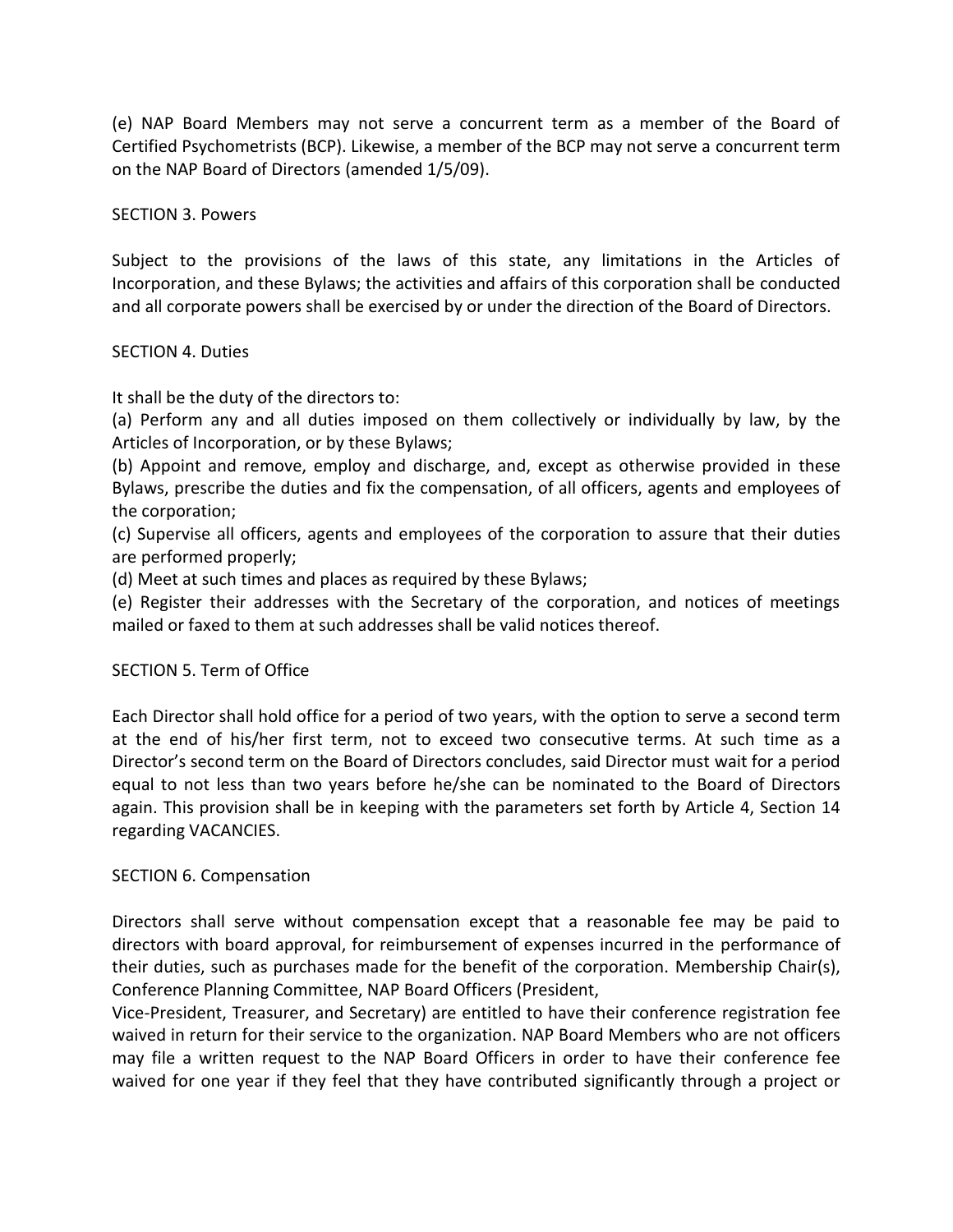(e) NAP Board Members may not serve a concurrent term as a member of the Board of Certified Psychometrists (BCP). Likewise, a member of the BCP may not serve a concurrent term on the NAP Board of Directors (amended 1/5/09).

SECTION 3. Powers

Subject to the provisions of the laws of this state, any limitations in the Articles of Incorporation, and these Bylaws; the activities and affairs of this corporation shall be conducted and all corporate powers shall be exercised by or under the direction of the Board of Directors.

SECTION 4. Duties

It shall be the duty of the directors to:

(a) Perform any and all duties imposed on them collectively or individually by law, by the Articles of Incorporation, or by these Bylaws;

(b) Appoint and remove, employ and discharge, and, except as otherwise provided in these Bylaws, prescribe the duties and fix the compensation, of all officers, agents and employees of the corporation;

(c) Supervise all officers, agents and employees of the corporation to assure that their duties are performed properly;

(d) Meet at such times and places as required by these Bylaws;

(e) Register their addresses with the Secretary of the corporation, and notices of meetings mailed or faxed to them at such addresses shall be valid notices thereof.

SECTION 5. Term of Office

Each Director shall hold office for a period of two years, with the option to serve a second term at the end of his/her first term, not to exceed two consecutive terms. At such time as a Director's second term on the Board of Directors concludes, said Director must wait for a period equal to not less than two years before he/she can be nominated to the Board of Directors again. This provision shall be in keeping with the parameters set forth by Article 4, Section 14 regarding VACANCIES.

SECTION 6. Compensation

Directors shall serve without compensation except that a reasonable fee may be paid to directors with board approval, for reimbursement of expenses incurred in the performance of their duties, such as purchases made for the benefit of the corporation. Membership Chair(s), Conference Planning Committee, NAP Board Officers (President, Vice-President, Treasurer, and Secretary) are entitled to have their conference registration fee waived in return for their service to the organization. NAP Board Members who are not officers may file a written request to the NAP Board Officers in order to have their conference fee waived for one year if they feel that they have contributed significantly through a project or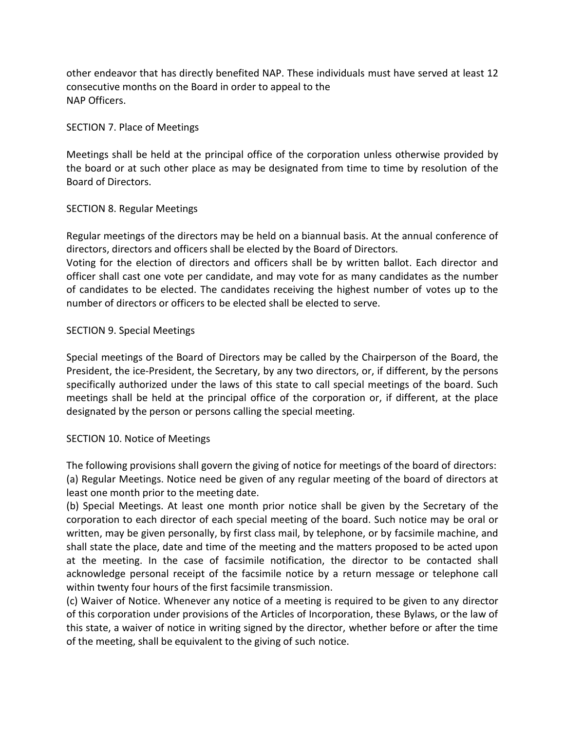other endeavor that has directly benefited NAP. These individuals must have served at least 12 consecutive months on the Board in order to appeal to the
NAP Officers.

SECTION 7. Place of Meetings

Meetings shall be held at the principal office of the corporation unless otherwise provided by the board or at such other place as may be designated from time to time by resolution of the Board of Directors.

SECTION 8. Regular Meetings

Regular meetings of the directors may be held on a biannual basis. At the annual conference of directors, directors and officers shall be elected by the Board of Directors.
Voting for the election of directors and officers shall be by written ballot. Each director and officer shall cast one vote per candidate, and may vote for as many candidates as the number of candidates to be elected. The candidates receiving the highest number of votes up to the number of directors or officers to be elected shall be elected to serve.

SECTION 9. Special Meetings

Special meetings of the Board of Directors may be called by the Chairperson of the Board, the President, the ice-President, the Secretary, by any two directors, or, if different, by the persons specifically authorized under the laws of this state to call special meetings of the board. Such meetings shall be held at the principal office of the corporation or, if different, at the place designated by the person or persons calling the special meeting.

SECTION 10. Notice of Meetings

The following provisions shall govern the giving of notice for meetings of the board of directors:
(a) Regular Meetings. Notice need be given of any regular meeting of the board of directors at least one month prior to the meeting date.
(b) Special Meetings. At least one month prior notice shall be given by the Secretary of the corporation to each director of each special meeting of the board. Such notice may be oral or written, may be given personally, by first class mail, by telephone, or by facsimile machine, and shall state the place, date and time of the meeting and the matters proposed to be acted upon at the meeting. In the case of facsimile notification, the director to be contacted shall acknowledge personal receipt of the facsimile notice by a return message or telephone call within twenty four hours of the first facsimile transmission.
(c) Waiver of Notice. Whenever any notice of a meeting is required to be given to any director of this corporation under provisions of the Articles of Incorporation, these Bylaws, or the law of this state, a waiver of notice in writing signed by the director, whether before or after the time of the meeting, shall be equivalent to the giving of such notice.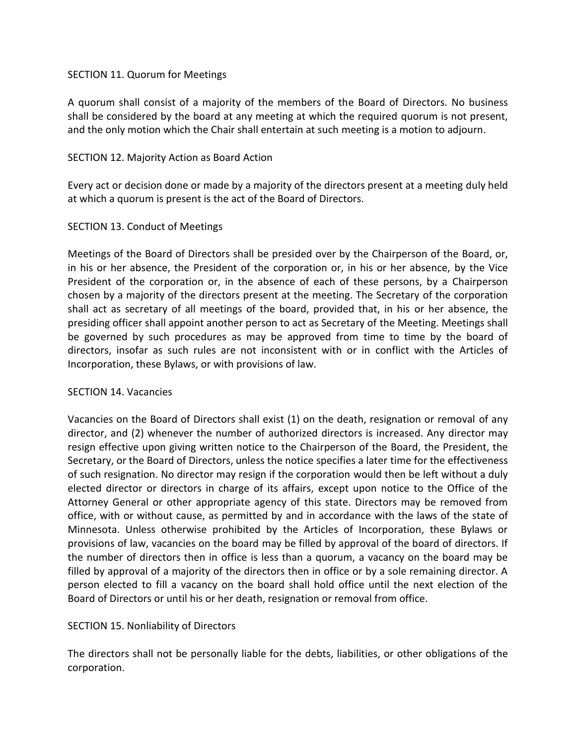SECTION 11. Quorum for Meetings

A quorum shall consist of a majority of the members of the Board of Directors. No business shall be considered by the board at any meeting at which the required quorum is not present, and the only motion which the Chair shall entertain at such meeting is a motion to adjourn.

SECTION 12. Majority Action as Board Action

Every act or decision done or made by a majority of the directors present at a meeting duly held at which a quorum is present is the act of the Board of Directors.

SECTION 13. Conduct of Meetings

Meetings of the Board of Directors shall be presided over by the Chairperson of the Board, or, in his or her absence, the President of the corporation or, in his or her absence, by the Vice President of the corporation or, in the absence of each of these persons, by a Chairperson chosen by a majority of the directors present at the meeting. The Secretary of the corporation shall act as secretary of all meetings of the board, provided that, in his or her absence, the presiding officer shall appoint another person to act as Secretary of the Meeting. Meetings shall be governed by such procedures as may be approved from time to time by the board of directors, insofar as such rules are not inconsistent with or in conflict with the Articles of Incorporation, these Bylaws, or with provisions of law.

SECTION 14. Vacancies

Vacancies on the Board of Directors shall exist (1) on the death, resignation or removal of any director, and (2) whenever the number of authorized directors is increased. Any director may resign effective upon giving written notice to the Chairperson of the Board, the President, the Secretary, or the Board of Directors, unless the notice specifies a later time for the effectiveness of such resignation. No director may resign if the corporation would then be left without a duly elected director or directors in charge of its affairs, except upon notice to the Office of the Attorney General or other appropriate agency of this state. Directors may be removed from office, with or without cause, as permitted by and in accordance with the laws of the state of Minnesota. Unless otherwise prohibited by the Articles of Incorporation, these Bylaws or provisions of law, vacancies on the board may be filled by approval of the board of directors. If the number of directors then in office is less than a quorum, a vacancy on the board may be filled by approval of a majority of the directors then in office or by a sole remaining director. A person elected to fill a vacancy on the board shall hold office until the next election of the Board of Directors or until his or her death, resignation or removal from office.

SECTION 15. Nonliability of Directors

The directors shall not be personally liable for the debts, liabilities, or other obligations of the corporation.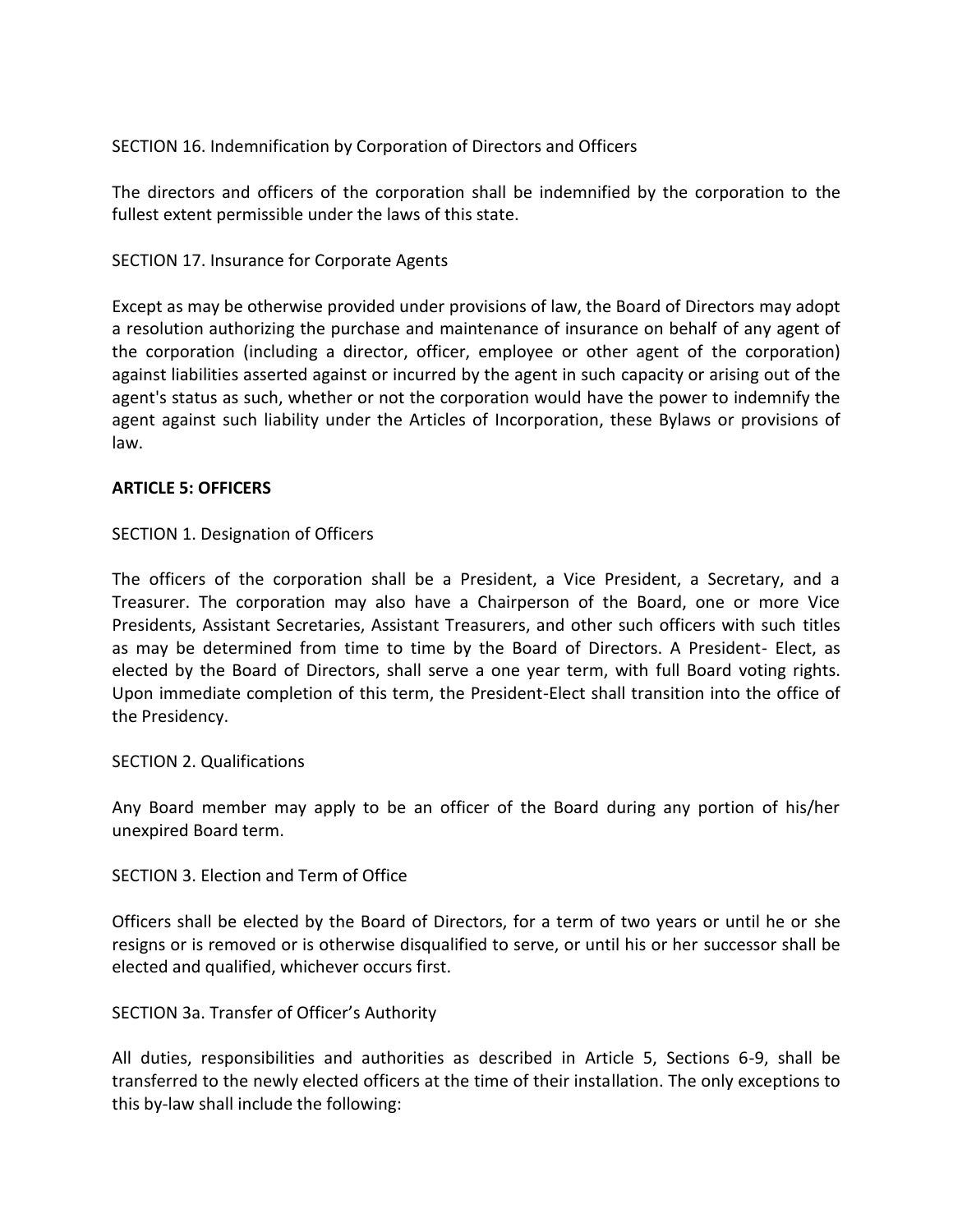SECTION 16. Indemnification by Corporation of Directors and Officers

The directors and officers of the corporation shall be indemnified by the corporation to the fullest extent permissible under the laws of this state.

SECTION 17. Insurance for Corporate Agents

Except as may be otherwise provided under provisions of law, the Board of Directors may adopt a resolution authorizing the purchase and maintenance of insurance on behalf of any agent of the corporation (including a director, officer, employee or other agent of the corporation) against liabilities asserted against or incurred by the agent in such capacity or arising out of the agent's status as such, whether or not the corporation would have the power to indemnify the agent against such liability under the Articles of Incorporation, these Bylaws or provisions of law.

**ARTICLE 5: OFFICERS**

SECTION 1. Designation of Officers

The officers of the corporation shall be a President, a Vice President, a Secretary, and a Treasurer. The corporation may also have a Chairperson of the Board, one or more Vice Presidents, Assistant Secretaries, Assistant Treasurers, and other such officers with such titles as may be determined from time to time by the Board of Directors. A President- Elect, as elected by the Board of Directors, shall serve a one year term, with full Board voting rights. Upon immediate completion of this term, the President-Elect shall transition into the office of the Presidency.

SECTION 2. Qualifications

Any Board member may apply to be an officer of the Board during any portion of his/her unexpired Board term.

SECTION 3. Election and Term of Office

Officers shall be elected by the Board of Directors, for a term of two years or until he or she resigns or is removed or is otherwise disqualified to serve, or until his or her successor shall be elected and qualified, whichever occurs first.

SECTION 3a. Transfer of Officer's Authority

All duties, responsibilities and authorities as described in Article 5, Sections 6-9, shall be transferred to the newly elected officers at the time of their installation. The only exceptions to this by-law shall include the following: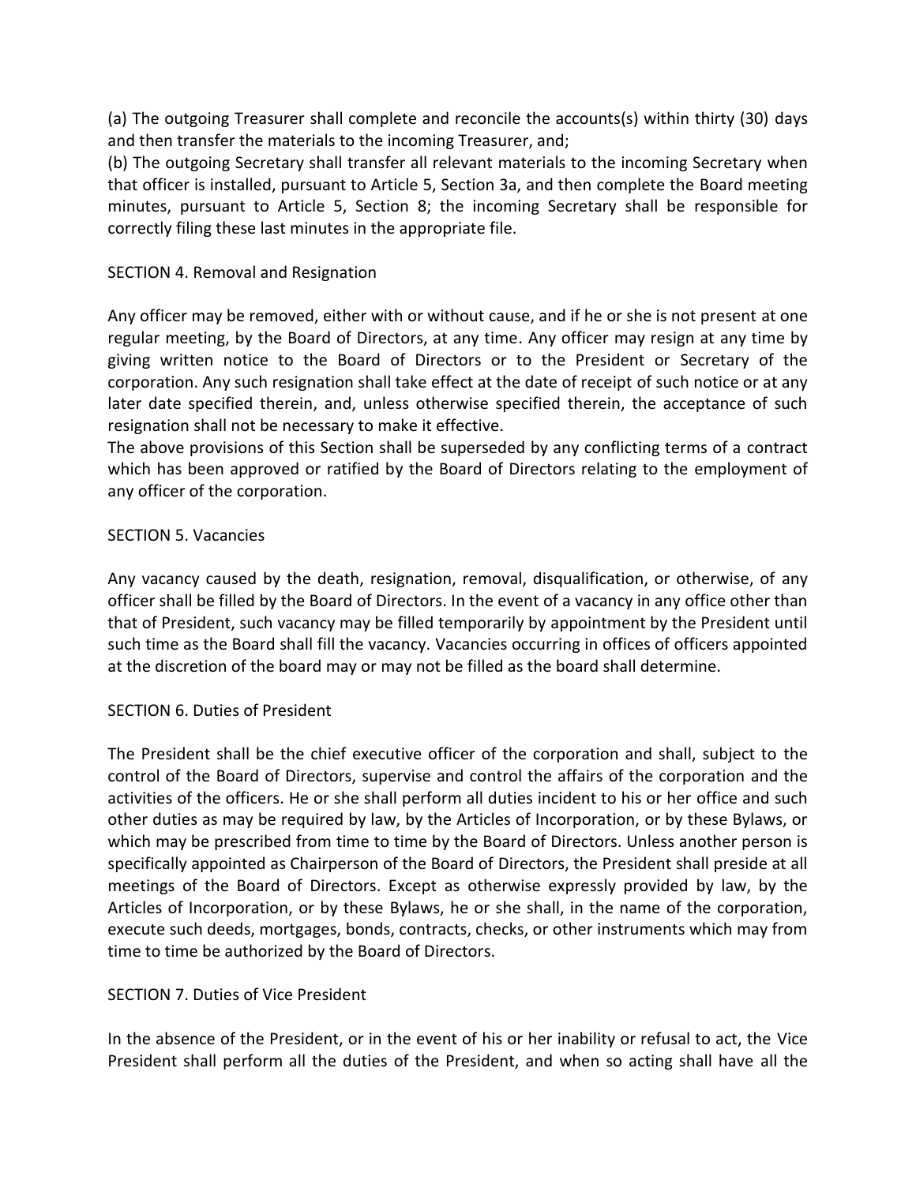(a) The outgoing Treasurer shall complete and reconcile the accounts(s) within thirty (30) days and then transfer the materials to the incoming Treasurer, and;

(b) The outgoing Secretary shall transfer all relevant materials to the incoming Secretary when that officer is installed, pursuant to Article 5, Section 3a, and then complete the Board meeting minutes, pursuant to Article 5, Section 8; the incoming Secretary shall be responsible for correctly filing these last minutes in the appropriate file.

SECTION 4. Removal and Resignation

Any officer may be removed, either with or without cause, and if he or she is not present at one regular meeting, by the Board of Directors, at any time. Any officer may resign at any time by giving written notice to the Board of Directors or to the President or Secretary of the corporation. Any such resignation shall take effect at the date of receipt of such notice or at any later date specified therein, and, unless otherwise specified therein, the acceptance of such resignation shall not be necessary to make it effective.

The above provisions of this Section shall be superseded by any conflicting terms of a contract which has been approved or ratified by the Board of Directors relating to the employment of any officer of the corporation.

SECTION 5. Vacancies

Any vacancy caused by the death, resignation, removal, disqualification, or otherwise, of any officer shall be filled by the Board of Directors. In the event of a vacancy in any office other than that of President, such vacancy may be filled temporarily by appointment by the President until such time as the Board shall fill the vacancy. Vacancies occurring in offices of officers appointed at the discretion of the board may or may not be filled as the board shall determine.

SECTION 6. Duties of President

The President shall be the chief executive officer of the corporation and shall, subject to the control of the Board of Directors, supervise and control the affairs of the corporation and the activities of the officers. He or she shall perform all duties incident to his or her office and such other duties as may be required by law, by the Articles of Incorporation, or by these Bylaws, or which may be prescribed from time to time by the Board of Directors. Unless another person is specifically appointed as Chairperson of the Board of Directors, the President shall preside at all meetings of the Board of Directors. Except as otherwise expressly provided by law, by the Articles of Incorporation, or by these Bylaws, he or she shall, in the name of the corporation, execute such deeds, mortgages, bonds, contracts, checks, or other instruments which may from time to time be authorized by the Board of Directors.

SECTION 7. Duties of Vice President

In the absence of the President, or in the event of his or her inability or refusal to act, the Vice President shall perform all the duties of the President, and when so acting shall have all the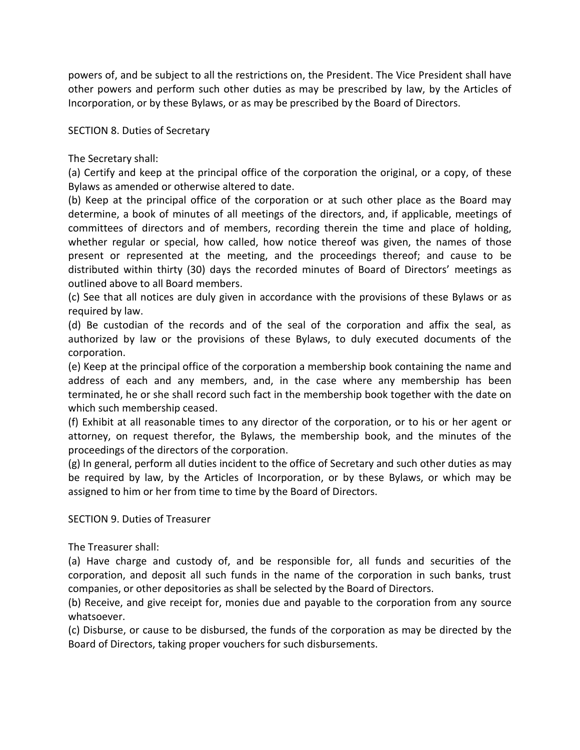powers of, and be subject to all the restrictions on, the President. The Vice President shall have other powers and perform such other duties as may be prescribed by law, by the Articles of Incorporation, or by these Bylaws, or as may be prescribed by the Board of Directors.

SECTION 8. Duties of Secretary

The Secretary shall:

(a) Certify and keep at the principal office of the corporation the original, or a copy, of these Bylaws as amended or otherwise altered to date.

(b) Keep at the principal office of the corporation or at such other place as the Board may determine, a book of minutes of all meetings of the directors, and, if applicable, meetings of committees of directors and of members, recording therein the time and place of holding, whether regular or special, how called, how notice thereof was given, the names of those present or represented at the meeting, and the proceedings thereof; and cause to be distributed within thirty (30) days the recorded minutes of Board of Directors' meetings as outlined above to all Board members.

(c) See that all notices are duly given in accordance with the provisions of these Bylaws or as required by law.

(d) Be custodian of the records and of the seal of the corporation and affix the seal, as authorized by law or the provisions of these Bylaws, to duly executed documents of the corporation.

(e) Keep at the principal office of the corporation a membership book containing the name and address of each and any members, and, in the case where any membership has been terminated, he or she shall record such fact in the membership book together with the date on which such membership ceased.

(f) Exhibit at all reasonable times to any director of the corporation, or to his or her agent or attorney, on request therefor, the Bylaws, the membership book, and the minutes of the proceedings of the directors of the corporation.

(g) In general, perform all duties incident to the office of Secretary and such other duties as may be required by law, by the Articles of Incorporation, or by these Bylaws, or which may be assigned to him or her from time to time by the Board of Directors.

SECTION 9. Duties of Treasurer

The Treasurer shall:

(a) Have charge and custody of, and be responsible for, all funds and securities of the corporation, and deposit all such funds in the name of the corporation in such banks, trust companies, or other depositories as shall be selected by the Board of Directors.

(b) Receive, and give receipt for, monies due and payable to the corporation from any source whatsoever.

(c) Disburse, or cause to be disbursed, the funds of the corporation as may be directed by the Board of Directors, taking proper vouchers for such disbursements.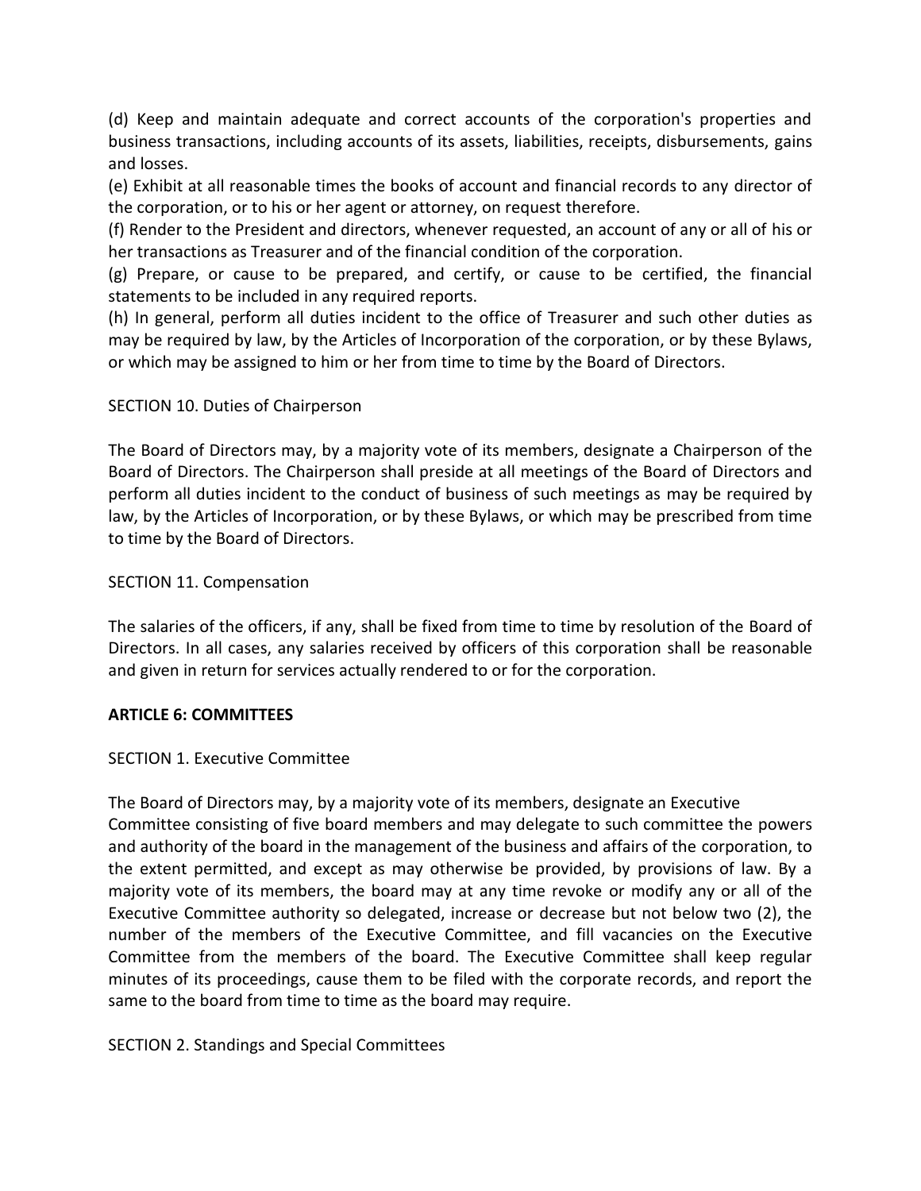(d) Keep and maintain adequate and correct accounts of the corporation's properties and business transactions, including accounts of its assets, liabilities, receipts, disbursements, gains and losses.

(e) Exhibit at all reasonable times the books of account and financial records to any director of the corporation, or to his or her agent or attorney, on request therefore.

(f) Render to the President and directors, whenever requested, an account of any or all of his or her transactions as Treasurer and of the financial condition of the corporation.

(g) Prepare, or cause to be prepared, and certify, or cause to be certified, the financial statements to be included in any required reports.

(h) In general, perform all duties incident to the office of Treasurer and such other duties as may be required by law, by the Articles of Incorporation of the corporation, or by these Bylaws, or which may be assigned to him or her from time to time by the Board of Directors.

SECTION 10. Duties of Chairperson

The Board of Directors may, by a majority vote of its members, designate a Chairperson of the Board of Directors. The Chairperson shall preside at all meetings of the Board of Directors and perform all duties incident to the conduct of business of such meetings as may be required by law, by the Articles of Incorporation, or by these Bylaws, or which may be prescribed from time to time by the Board of Directors.

SECTION 11. Compensation

The salaries of the officers, if any, shall be fixed from time to time by resolution of the Board of Directors. In all cases, any salaries received by officers of this corporation shall be reasonable and given in return for services actually rendered to or for the corporation.

**ARTICLE 6: COMMITTEES**

SECTION 1. Executive Committee

The Board of Directors may, by a majority vote of its members, designate an Executive Committee consisting of five board members and may delegate to such committee the powers and authority of the board in the management of the business and affairs of the corporation, to the extent permitted, and except as may otherwise be provided, by provisions of law. By a majority vote of its members, the board may at any time revoke or modify any or all of the Executive Committee authority so delegated, increase or decrease but not below two (2), the number of the members of the Executive Committee, and fill vacancies on the Executive Committee from the members of the board. The Executive Committee shall keep regular minutes of its proceedings, cause them to be filed with the corporate records, and report the same to the board from time to time as the board may require.

SECTION 2. Standings and Special Committees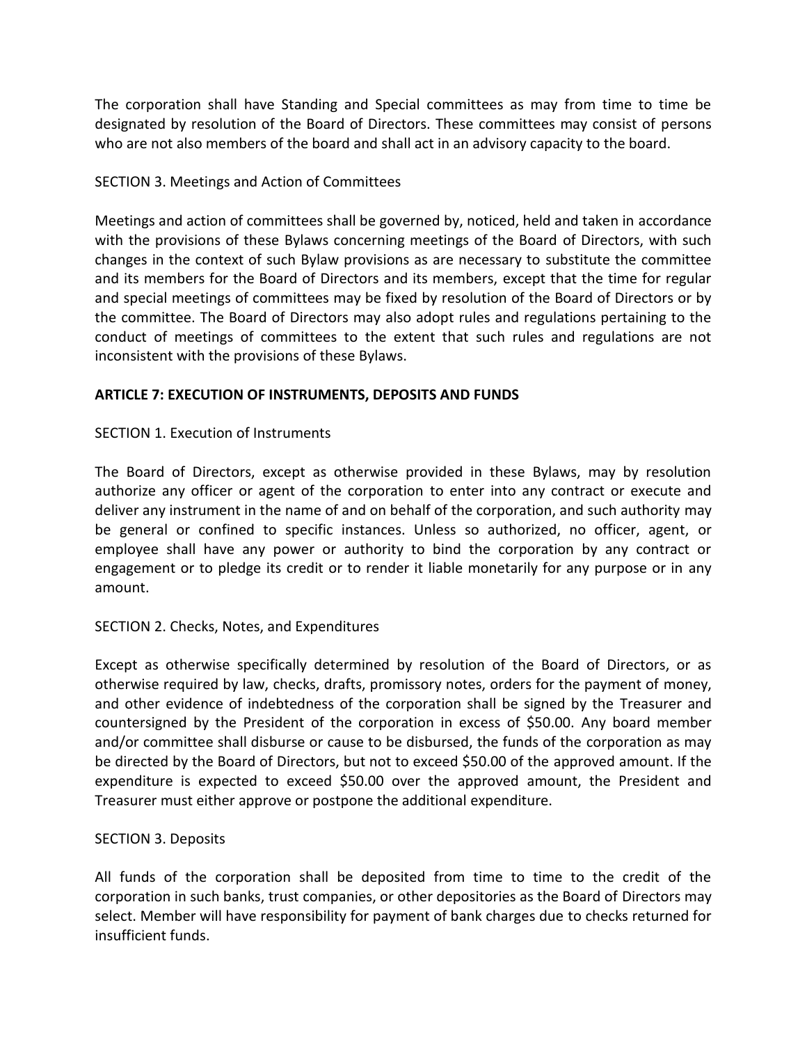The corporation shall have Standing and Special committees as may from time to time be designated by resolution of the Board of Directors. These committees may consist of persons who are not also members of the board and shall act in an advisory capacity to the board.

SECTION 3. Meetings and Action of Committees

Meetings and action of committees shall be governed by, noticed, held and taken in accordance with the provisions of these Bylaws concerning meetings of the Board of Directors, with such changes in the context of such Bylaw provisions as are necessary to substitute the committee and its members for the Board of Directors and its members, except that the time for regular and special meetings of committees may be fixed by resolution of the Board of Directors or by the committee. The Board of Directors may also adopt rules and regulations pertaining to the conduct of meetings of committees to the extent that such rules and regulations are not inconsistent with the provisions of these Bylaws.

## ARTICLE 7: EXECUTION OF INSTRUMENTS, DEPOSITS AND FUNDS

SECTION 1. Execution of Instruments

The Board of Directors, except as otherwise provided in these Bylaws, may by resolution authorize any officer or agent of the corporation to enter into any contract or execute and deliver any instrument in the name of and on behalf of the corporation, and such authority may be general or confined to specific instances. Unless so authorized, no officer, agent, or employee shall have any power or authority to bind the corporation by any contract or engagement or to pledge its credit or to render it liable monetarily for any purpose or in any amount.

SECTION 2. Checks, Notes, and Expenditures

Except as otherwise specifically determined by resolution of the Board of Directors, or as otherwise required by law, checks, drafts, promissory notes, orders for the payment of money, and other evidence of indebtedness of the corporation shall be signed by the Treasurer and countersigned by the President of the corporation in excess of $50.00. Any board member and/or committee shall disburse or cause to be disbursed, the funds of the corporation as may be directed by the Board of Directors, but not to exceed $50.00 of the approved amount. If the expenditure is expected to exceed $50.00 over the approved amount, the President and Treasurer must either approve or postpone the additional expenditure.

SECTION 3. Deposits

All funds of the corporation shall be deposited from time to time to the credit of the corporation in such banks, trust companies, or other depositories as the Board of Directors may select. Member will have responsibility for payment of bank charges due to checks returned for insufficient funds.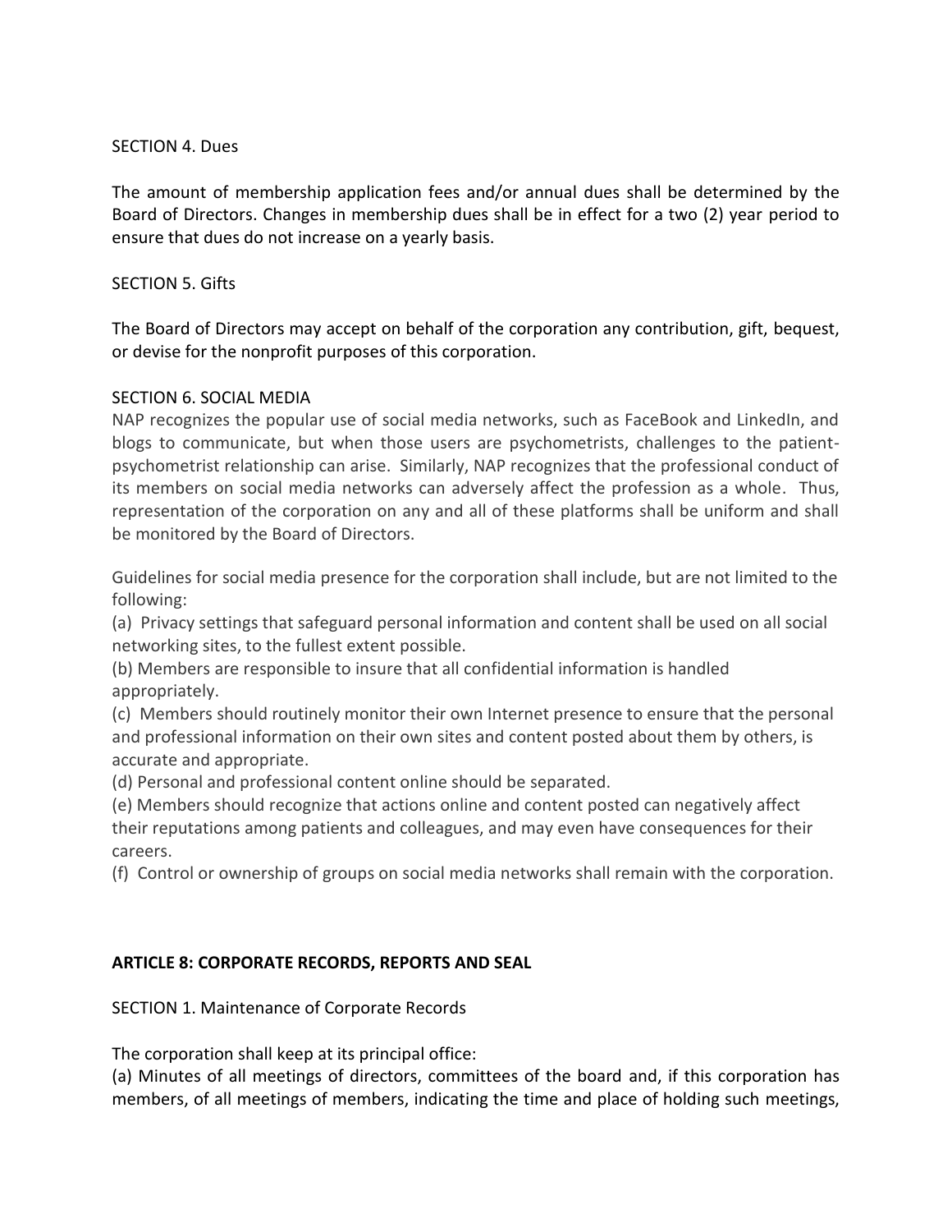SECTION 4. Dues

The amount of membership application fees and/or annual dues shall be determined by the Board of Directors. Changes in membership dues shall be in effect for a two (2) year period to ensure that dues do not increase on a yearly basis.

SECTION 5. Gifts

The Board of Directors may accept on behalf of the corporation any contribution, gift, bequest, or devise for the nonprofit purposes of this corporation.

SECTION 6. SOCIAL MEDIA

NAP recognizes the popular use of social media networks, such as FaceBook and LinkedIn, and blogs to communicate, but when those users are psychometrists, challenges to the patient-psychometrist relationship can arise. Similarly, NAP recognizes that the professional conduct of its members on social media networks can adversely affect the profession as a whole. Thus, representation of the corporation on any and all of these platforms shall be uniform and shall be monitored by the Board of Directors.

Guidelines for social media presence for the corporation shall include, but are not limited to the following:

(a) Privacy settings that safeguard personal information and content shall be used on all social networking sites, to the fullest extent possible.
(b) Members are responsible to insure that all confidential information is handled appropriately.
(c) Members should routinely monitor their own Internet presence to ensure that the personal and professional information on their own sites and content posted about them by others, is accurate and appropriate.
(d) Personal and professional content online should be separated.
(e) Members should recognize that actions online and content posted can negatively affect their reputations among patients and colleagues, and may even have consequences for their careers.
(f) Control or ownership of groups on social media networks shall remain with the corporation.

## ARTICLE 8: CORPORATE RECORDS, REPORTS AND SEAL

SECTION 1. Maintenance of Corporate Records

The corporation shall keep at its principal office:

(a) Minutes of all meetings of directors, committees of the board and, if this corporation has members, of all meetings of members, indicating the time and place of holding such meetings,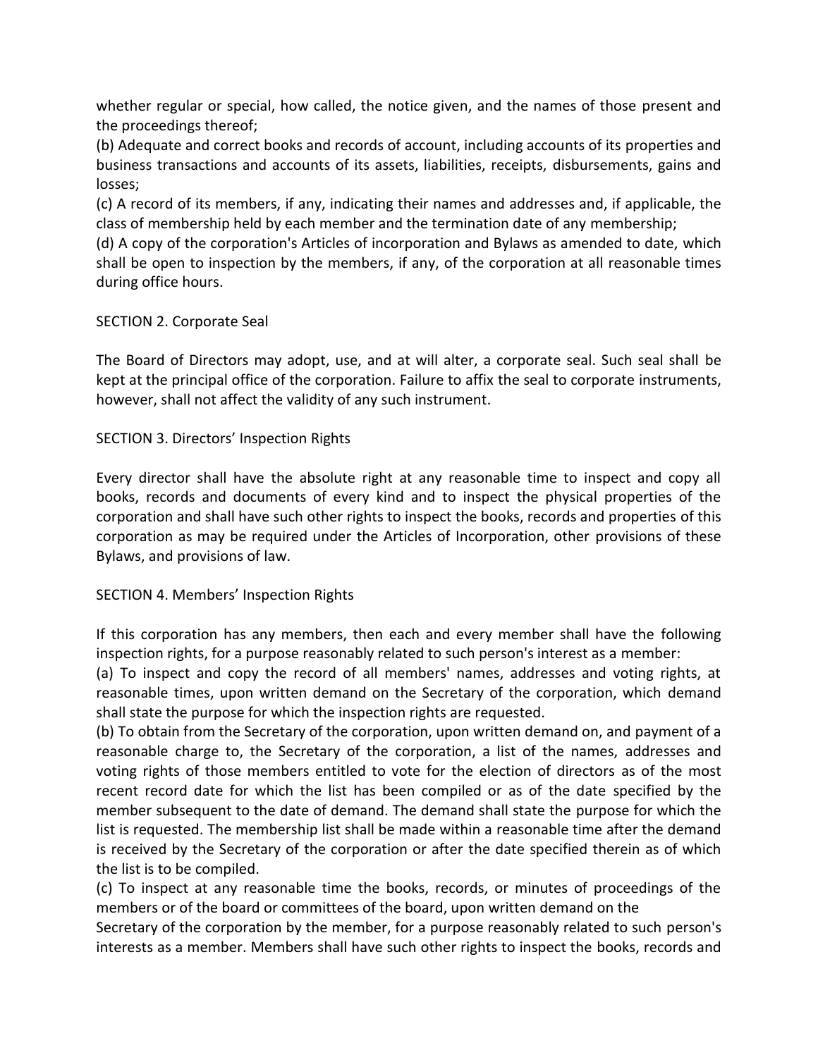whether regular or special, how called, the notice given, and the names of those present and the proceedings thereof;

(b) Adequate and correct books and records of account, including accounts of its properties and business transactions and accounts of its assets, liabilities, receipts, disbursements, gains and losses;

(c) A record of its members, if any, indicating their names and addresses and, if applicable, the class of membership held by each member and the termination date of any membership;

(d) A copy of the corporation's Articles of incorporation and Bylaws as amended to date, which shall be open to inspection by the members, if any, of the corporation at all reasonable times during office hours.

SECTION 2. Corporate Seal

The Board of Directors may adopt, use, and at will alter, a corporate seal. Such seal shall be kept at the principal office of the corporation. Failure to affix the seal to corporate instruments, however, shall not affect the validity of any such instrument.

SECTION 3. Directors' Inspection Rights

Every director shall have the absolute right at any reasonable time to inspect and copy all books, records and documents of every kind and to inspect the physical properties of the corporation and shall have such other rights to inspect the books, records and properties of this corporation as may be required under the Articles of Incorporation, other provisions of these Bylaws, and provisions of law.

SECTION 4. Members' Inspection Rights

If this corporation has any members, then each and every member shall have the following inspection rights, for a purpose reasonably related to such person's interest as a member:

(a) To inspect and copy the record of all members' names, addresses and voting rights, at reasonable times, upon written demand on the Secretary of the corporation, which demand shall state the purpose for which the inspection rights are requested.

(b) To obtain from the Secretary of the corporation, upon written demand on, and payment of a reasonable charge to, the Secretary of the corporation, a list of the names, addresses and voting rights of those members entitled to vote for the election of directors as of the most recent record date for which the list has been compiled or as of the date specified by the member subsequent to the date of demand. The demand shall state the purpose for which the list is requested. The membership list shall be made within a reasonable time after the demand is received by the Secretary of the corporation or after the date specified therein as of which the list is to be compiled.

(c) To inspect at any reasonable time the books, records, or minutes of proceedings of the members or of the board or committees of the board, upon written demand on the Secretary of the corporation by the member, for a purpose reasonably related to such person's interests as a member. Members shall have such other rights to inspect the books, records and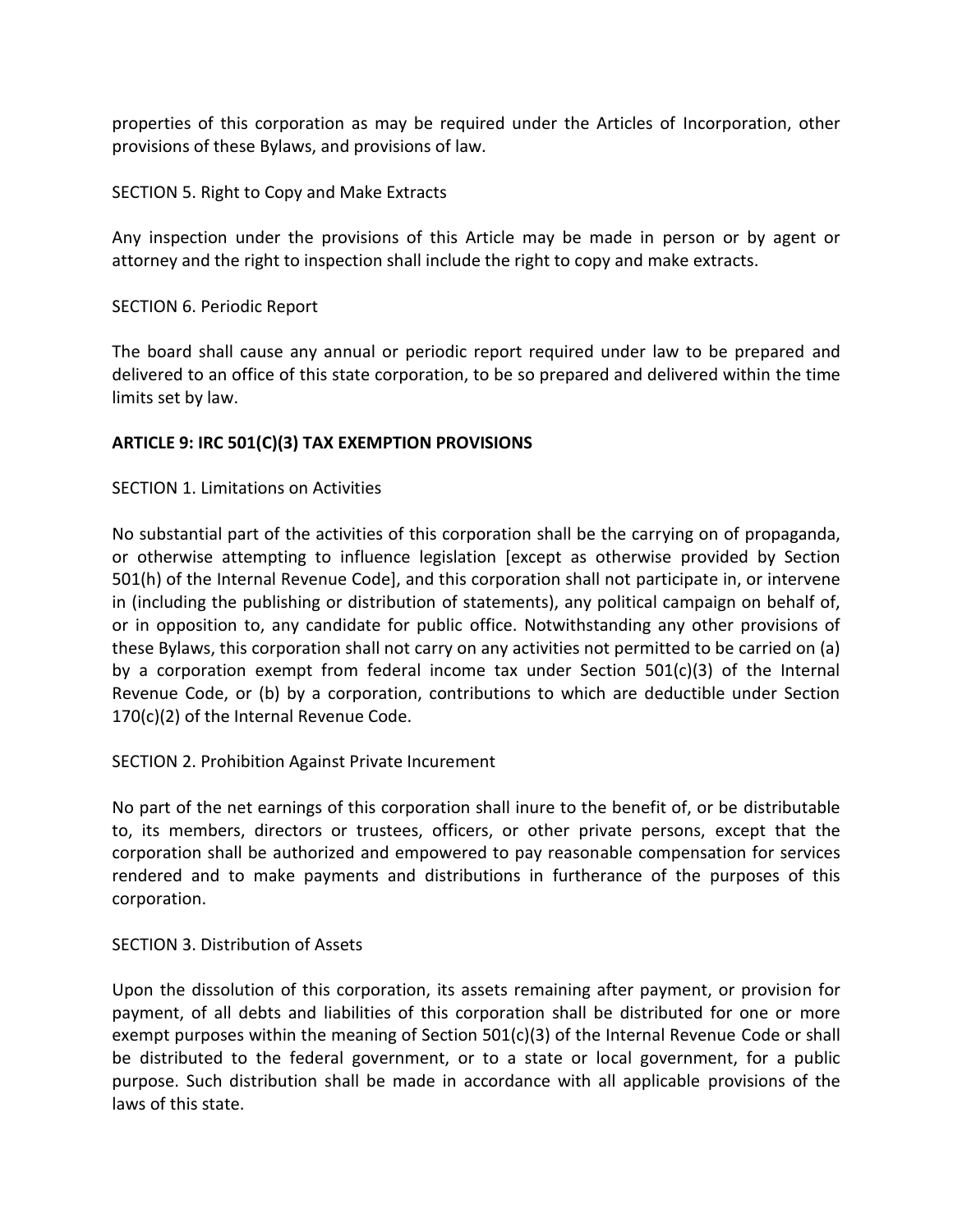properties of this corporation as may be required under the Articles of Incorporation, other provisions of these Bylaws, and provisions of law.

SECTION 5. Right to Copy and Make Extracts

Any inspection under the provisions of this Article may be made in person or by agent or attorney and the right to inspection shall include the right to copy and make extracts.

SECTION 6. Periodic Report

The board shall cause any annual or periodic report required under law to be prepared and delivered to an office of this state corporation, to be so prepared and delivered within the time limits set by law.

**ARTICLE 9: IRC 501(C)(3) TAX EXEMPTION PROVISIONS**

SECTION 1. Limitations on Activities

No substantial part of the activities of this corporation shall be the carrying on of propaganda, or otherwise attempting to influence legislation [except as otherwise provided by Section 501(h) of the Internal Revenue Code], and this corporation shall not participate in, or intervene in (including the publishing or distribution of statements), any political campaign on behalf of, or in opposition to, any candidate for public office. Notwithstanding any other provisions of these Bylaws, this corporation shall not carry on any activities not permitted to be carried on (a) by a corporation exempt from federal income tax under Section 501(c)(3) of the Internal Revenue Code, or (b) by a corporation, contributions to which are deductible under Section 170(c)(2) of the Internal Revenue Code.

SECTION 2. Prohibition Against Private Incurement

No part of the net earnings of this corporation shall inure to the benefit of, or be distributable to, its members, directors or trustees, officers, or other private persons, except that the corporation shall be authorized and empowered to pay reasonable compensation for services rendered and to make payments and distributions in furtherance of the purposes of this corporation.

SECTION 3. Distribution of Assets

Upon the dissolution of this corporation, its assets remaining after payment, or provision for payment, of all debts and liabilities of this corporation shall be distributed for one or more exempt purposes within the meaning of Section 501(c)(3) of the Internal Revenue Code or shall be distributed to the federal government, or to a state or local government, for a public purpose. Such distribution shall be made in accordance with all applicable provisions of the laws of this state.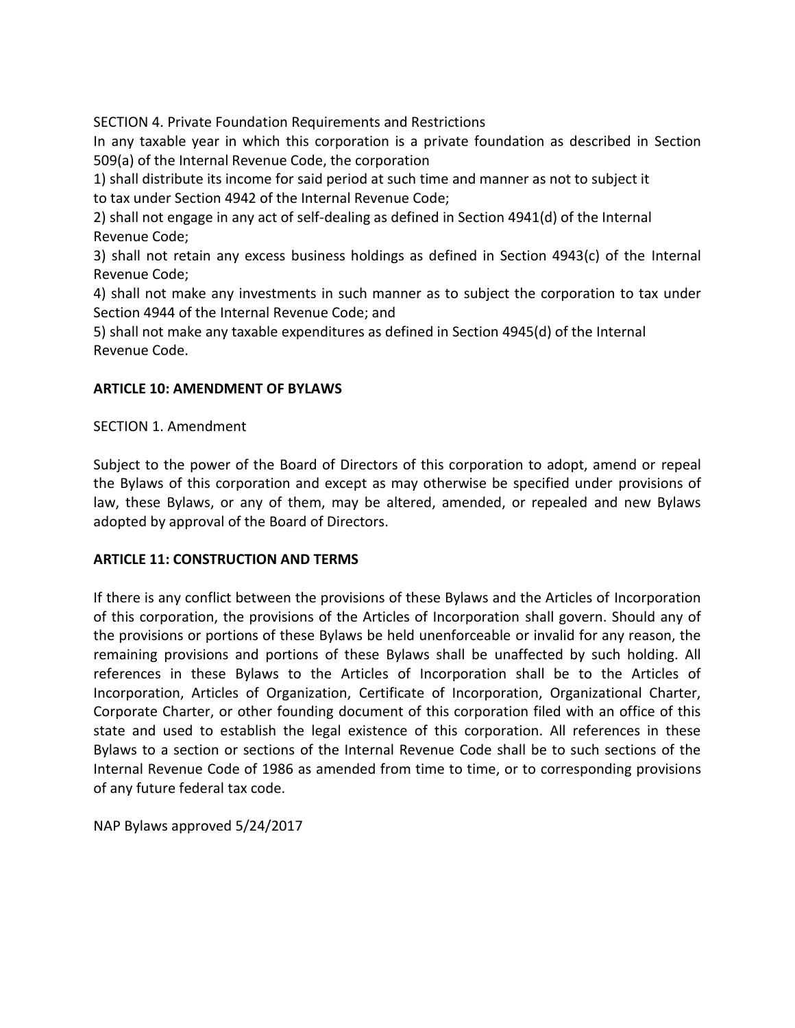SECTION 4. Private Foundation Requirements and Restrictions

In any taxable year in which this corporation is a private foundation as described in Section 509(a) of the Internal Revenue Code, the corporation

1) shall distribute its income for said period at such time and manner as not to subject it to tax under Section 4942 of the Internal Revenue Code;

2) shall not engage in any act of self-dealing as defined in Section 4941(d) of the Internal Revenue Code;

3) shall not retain any excess business holdings as defined in Section 4943(c) of the Internal Revenue Code;

4) shall not make any investments in such manner as to subject the corporation to tax under Section 4944 of the Internal Revenue Code; and

5) shall not make any taxable expenditures as defined in Section 4945(d) of the Internal Revenue Code.

**ARTICLE 10: AMENDMENT OF BYLAWS**

SECTION 1. Amendment

Subject to the power of the Board of Directors of this corporation to adopt, amend or repeal the Bylaws of this corporation and except as may otherwise be specified under provisions of law, these Bylaws, or any of them, may be altered, amended, or repealed and new Bylaws adopted by approval of the Board of Directors.

**ARTICLE 11: CONSTRUCTION AND TERMS**

If there is any conflict between the provisions of these Bylaws and the Articles of Incorporation of this corporation, the provisions of the Articles of Incorporation shall govern. Should any of the provisions or portions of these Bylaws be held unenforceable or invalid for any reason, the remaining provisions and portions of these Bylaws shall be unaffected by such holding. All references in these Bylaws to the Articles of Incorporation shall be to the Articles of Incorporation, Articles of Organization, Certificate of Incorporation, Organizational Charter, Corporate Charter, or other founding document of this corporation filed with an office of this state and used to establish the legal existence of this corporation. All references in these Bylaws to a section or sections of the Internal Revenue Code shall be to such sections of the Internal Revenue Code of 1986 as amended from time to time, or to corresponding provisions of any future federal tax code.

NAP Bylaws approved 5/24/2017